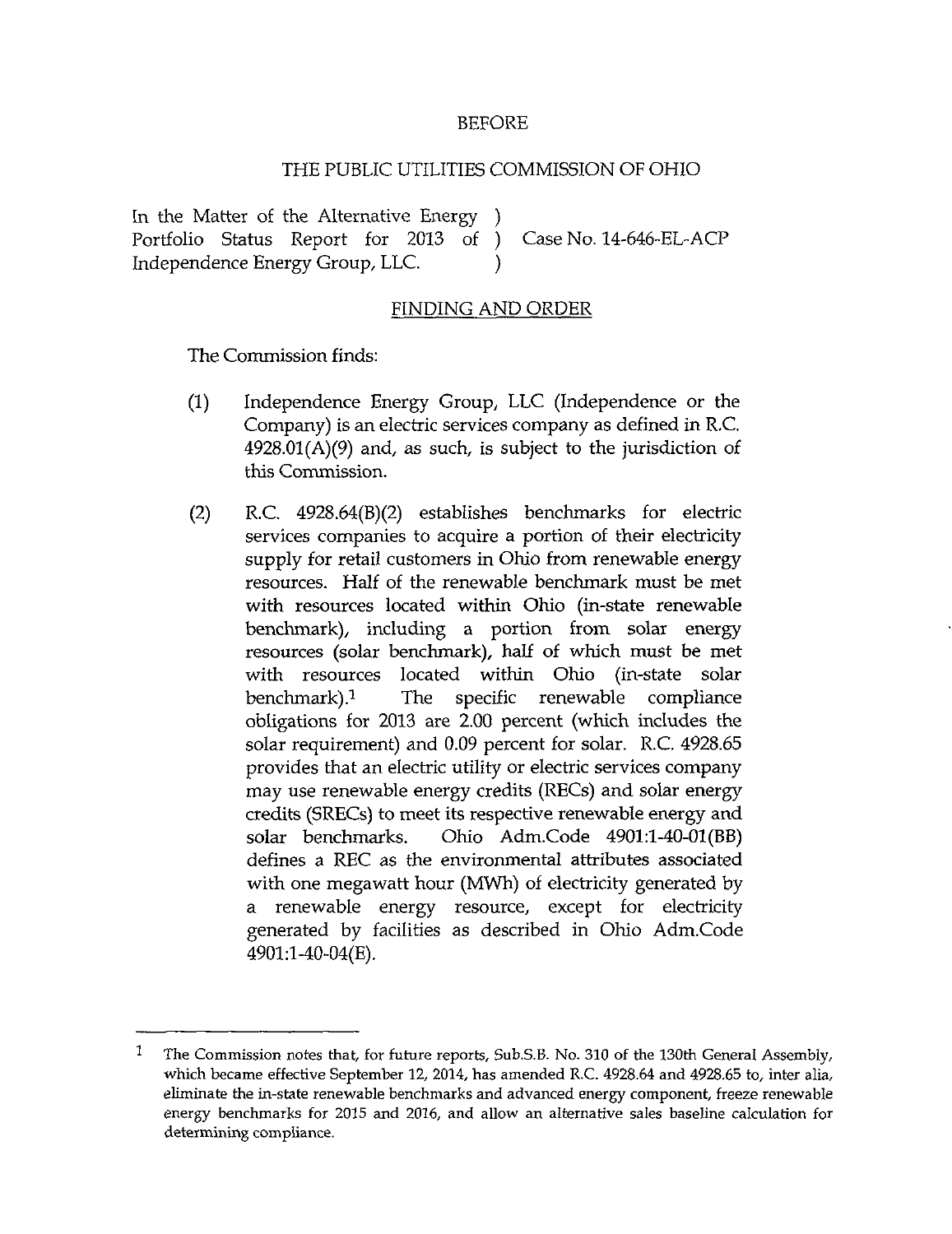BEFORE

THE PUBLIC UTILITIES COMMISSION OF OHIO

In the Matter of the Alternative Energy Portfolio Status Report for 2013 of Independence Energy Group, LLC. ) ) ) Case No. 14-646-EL-ACP

FINDING AND ORDER

The Commission finds:

(1) Independence Energy Group, LLC (Independence or the Company) is an electric services company as defined in R.C. 4928.01(A)(9) and, as such, is subject to the jurisdiction of this Commission.

(2) R.C. 4928.64(B)(2) establishes benchmarks for electric services companies to acquire a portion of their electricity supply for retail customers in Ohio from renewable energy resources. Half of the renewable benchmark must be met with resources located within Ohio (in-state renewable benchmark), including a portion from solar energy resources (solar benchmark), half of which must be met with resources located within Ohio (in-state solar benchmark).[1] The specific renewable compliance obligations for 2013 are 2.00 percent (which includes the solar requirement) and 0.09 percent for solar. R.C. 4928.65 provides that an electric utility or electric services company may use renewable energy credits (RECs) and solar energy credits (SRECs) to meet its respective renewable energy and solar benchmarks. Ohio Adm.Code 4901:1-40-01(BB) defines a REC as the environmental attributes associated with one megawatt hour (MWh) of electricity generated by a renewable energy resource, except for electricity generated by facilities as described in Ohio Adm.Code 4901:1-40-04(E).

[1] The Commission notes that, for future reports, Sub.S.B. No. 310 of the 130th General Assembly, which became effective September 12, 2014, has amended R.C. 4928.64 and 4928.65 to, inter alia, eliminate the in-state renewable benchmarks and advanced energy component, freeze renewable energy benchmarks for 2015 and 2016, and allow an alternative sales baseline calculation for determining compliance.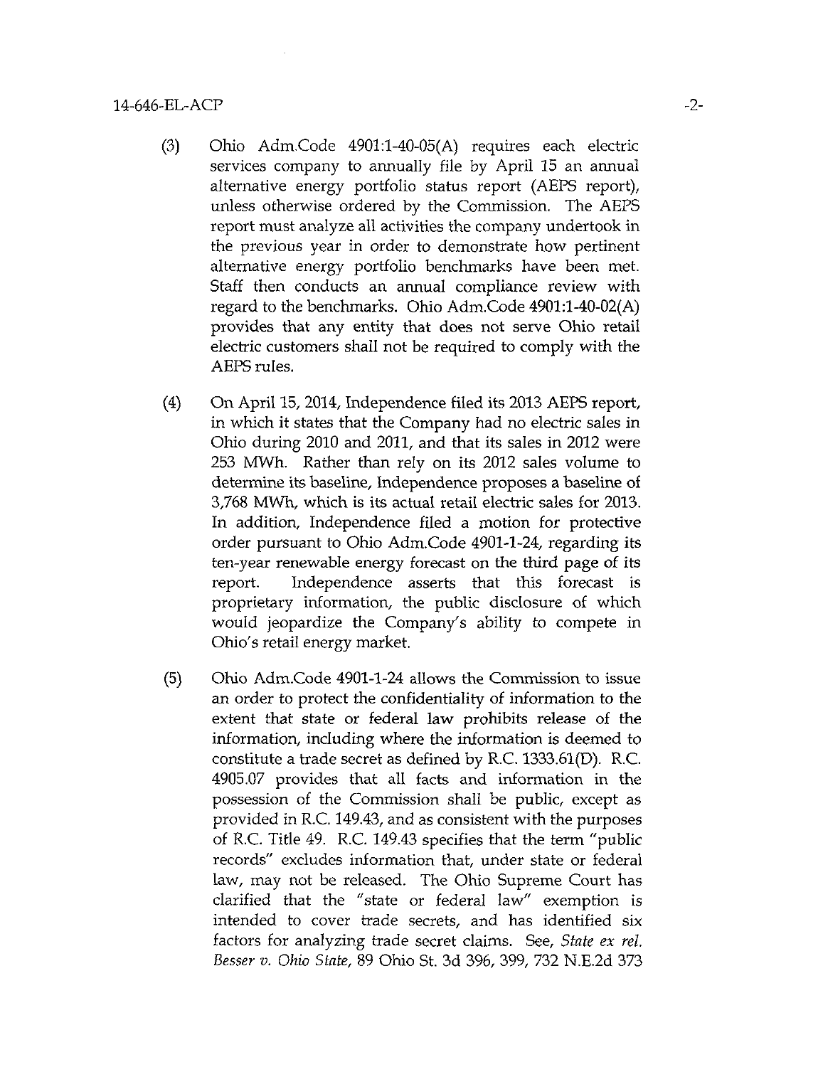(3) Ohio Adm.Code 4901:1-40-05(A) requires each electric services company to annually file by April 15 an annual alternative energy portfolio status report (AEPS report), unless otherwise ordered by the Commission. The AEPS report must analyze all activities the company undertook in the previous year in order to demonstrate how pertinent alternative energy portfolio benchmarks have been met. Staff then conducts an annual compliance review with regard to the benchmarks. Ohio Adm.Code 4901:1-40-02(A) provides that any entity that does not serve Ohio retail electric customers shall not be required to comply with the AEPS rules.

(4) On April 15, 2014, Independence filed its 2013 AEPS report, in which it states that the Company had no electric sales in Ohio during 2010 and 2011, and that its sales in 2012 were 253 MWh. Rather than rely on its 2012 sales volume to determine its baseline, Independence proposes a baseline of 3,768 MWh, which is its actual retail electric sales for 2013. In addition, Independence filed a motion for protective order pursuant to Ohio Adm.Code 4901-1-24, regarding its ten-year renewable energy forecast on the third page of its report. Independence asserts that this forecast is proprietary information, the public disclosure of which would jeopardize the Company's ability to compete in Ohio's retail energy market.

(5) Ohio Adm.Code 4901-1-24 allows the Commission to issue an order to protect the confidentiality of information to the extent that state or federal law prohibits release of the information, including where the information is deemed to constitute a trade secret as defined by R.C. 1333.61(D). R.C. 4905.07 provides that all facts and information in the possession of the Commission shall be public, except as provided in R.C. 149.43, and as consistent with the purposes of R.C. Title 49. R.C. 149.43 specifies that the term "public records" excludes information that, under state or federal law, may not be released. The Ohio Supreme Court has clarified that the "state or federal law" exemption is intended to cover trade secrets, and has identified six factors for analyzing trade secret claims. See, *State ex rel. Besser v. Ohio State*, 89 Ohio St. 3d 396, 399, 732 N.E.2d 373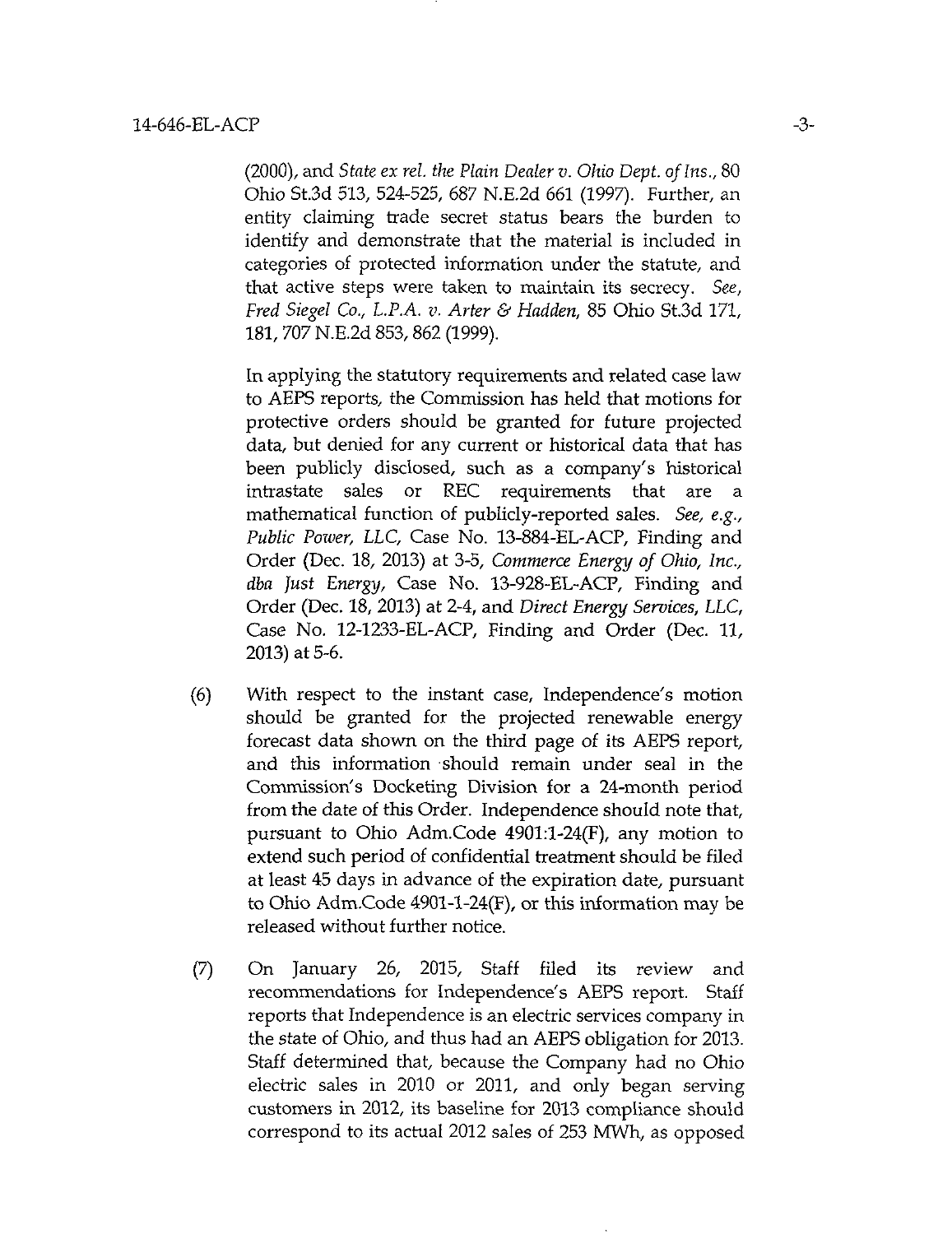(2000), and *State ex rel. the Plain Dealer v. Ohio Dept. of Ins.*, 80 Ohio St.3d 513, 524-525, 687 N.E.2d 661 (1997). Further, an entity claiming trade secret status bears the burden to identify and demonstrate that the material is included in categories of protected information under the statute, and that active steps were taken to maintain its secrecy. *See, Fred Siegel Co., L.P.A. v. Arter & Hadden*, 85 Ohio St.3d 171, 181, 707 N.E.2d 853, 862 (1999).

In applying the statutory requirements and related case law to AEPS reports, the Commission has held that motions for protective orders should be granted for future projected data, but denied for any current or historical data that has been publicly disclosed, such as a company's historical intrastate sales or REC requirements that are a mathematical function of publicly-reported sales. *See, e.g., Public Power, LLC*, Case No. 13-884-EL-ACP, Finding and Order (Dec. 18, 2013) at 3-5, *Commerce Energy of Ohio, Inc., dba Just Energy*, Case No. 13-928-EL-ACP, Finding and Order (Dec. 18, 2013) at 2-4, and *Direct Energy Services, LLC*, Case No. 12-1233-EL-ACP, Finding and Order (Dec. 11, 2013) at 5-6.

(6) With respect to the instant case, Independence's motion should be granted for the projected renewable energy forecast data shown on the third page of its AEPS report, and this information should remain under seal in the Commission's Docketing Division for a 24-month period from the date of this Order. Independence should note that, pursuant to Ohio Adm.Code 4901:1-24(F), any motion to extend such period of confidential treatment should be filed at least 45 days in advance of the expiration date, pursuant to Ohio Adm.Code 4901-1-24(F), or this information may be released without further notice.

(7) On January 26, 2015, Staff filed its review and recommendations for Independence's AEPS report. Staff reports that Independence is an electric services company in the state of Ohio, and thus had an AEPS obligation for 2013. Staff determined that, because the Company had no Ohio electric sales in 2010 or 2011, and only began serving customers in 2012, its baseline for 2013 compliance should correspond to its actual 2012 sales of 253 MWh, as opposed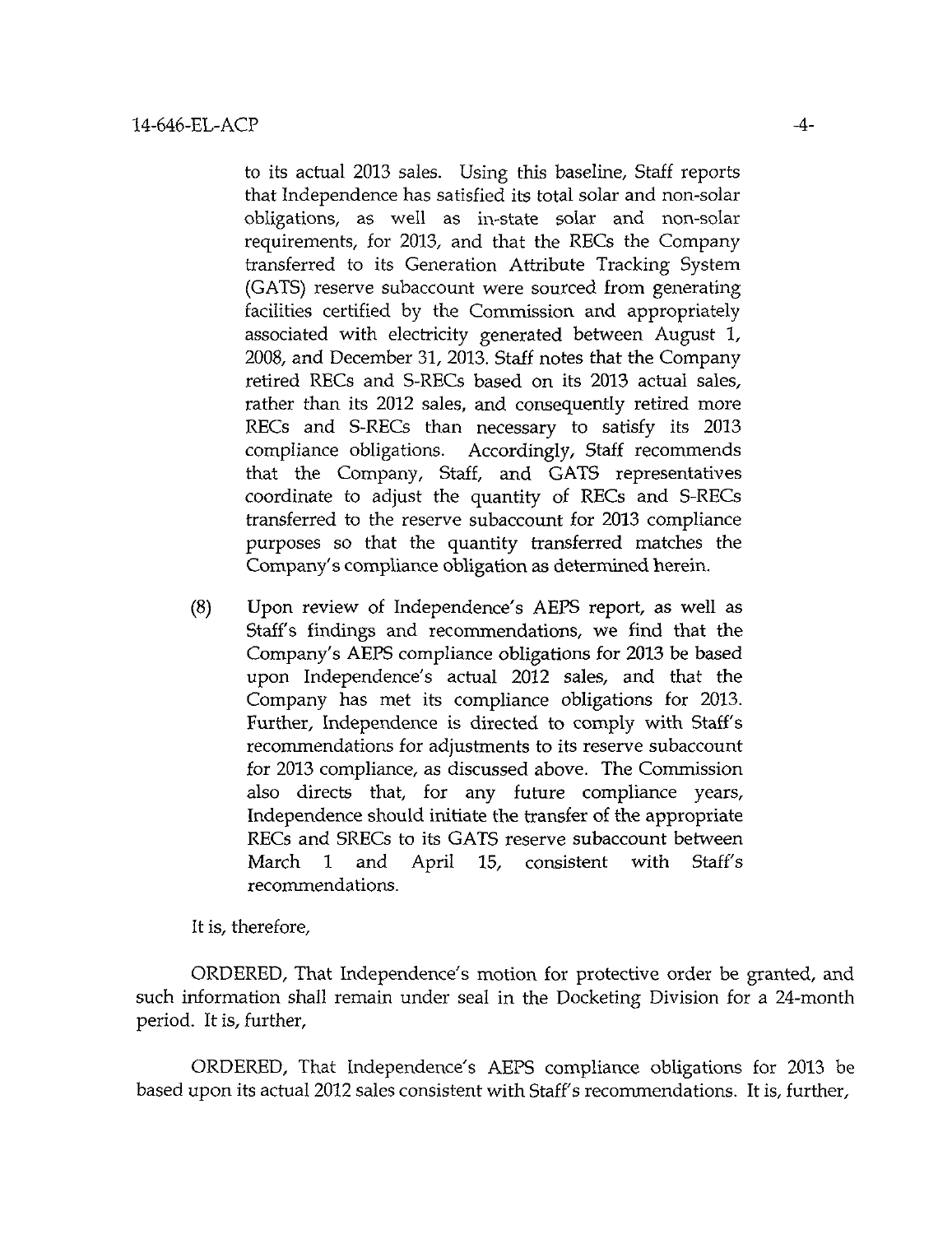to its actual 2013 sales. Using this baseline, Staff reports that Independence has satisfied its total solar and non-solar obligations, as well as in-state solar and non-solar requirements, for 2013, and that the RECs the Company transferred to its Generation Attribute Tracking System (GATS) reserve subaccount were sourced from generating facilities certified by the Commission and appropriately associated with electricity generated between August 1, 2008, and December 31, 2013. Staff notes that the Company retired RECs and S-RECs based on its 2013 actual sales, rather than its 2012 sales, and consequently retired more RECs and S-RECs than necessary to satisfy its 2013 compliance obligations. Accordingly, Staff recommends that the Company, Staff, and GATS representatives coordinate to adjust the quantity of RECs and S-RECs transferred to the reserve subaccount for 2013 compliance purposes so that the quantity transferred matches the Company's compliance obligation as determined herein.

(8) Upon review of Independence's AEPS report, as well as Staff's findings and recommendations, we find that the Company's AEPS compliance obligations for 2013 be based upon Independence's actual 2012 sales, and that the Company has met its compliance obligations for 2013. Further, Independence is directed to comply with Staff's recommendations for adjustments to its reserve subaccount for 2013 compliance, as discussed above. The Commission also directs that, for any future compliance years, Independence should initiate the transfer of the appropriate RECs and SRECs to its GATS reserve subaccount between March 1 and April 15, consistent with Staff's recommendations.

It is, therefore,

ORDERED, That Independence's motion for protective order be granted, and such information shall remain under seal in the Docketing Division for a 24-month period. It is, further,

ORDERED, That Independence's AEPS compliance obligations for 2013 be based upon its actual 2012 sales consistent with Staff's recommendations. It is, further,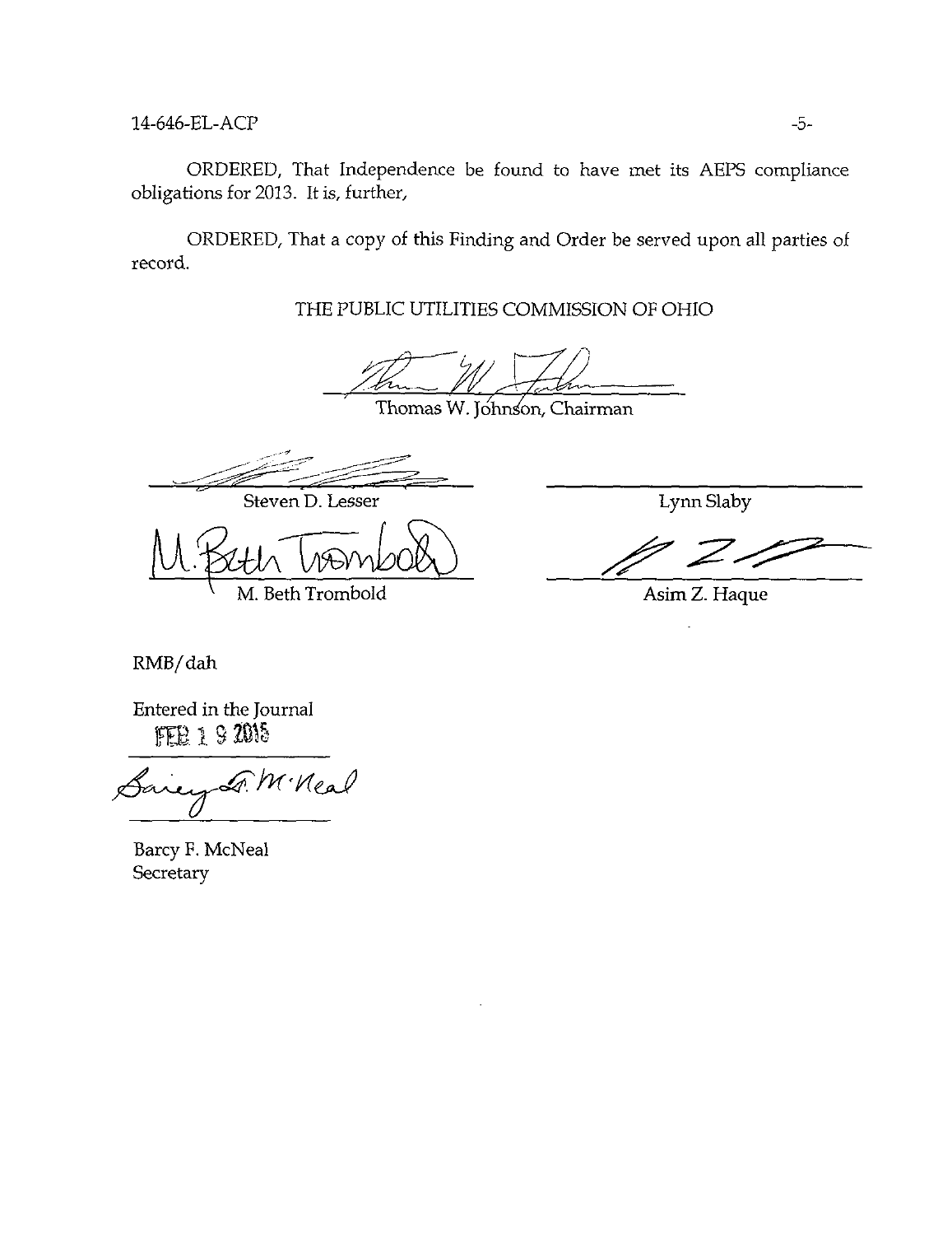ORDERED, That Independence be found to have met its AEPS compliance obligations for 2013. It is, further,

ORDERED, That a copy of this Finding and Order be served upon all parties of record.

THE PUBLIC UTILITIES COMMISSION OF OHIO

Thomas W. Johnson, Chairman

Steven D. Lesser

Lynn Slaby

M. Beth Trombold

Asim Z. Haque

RMB/dah

Entered in the Journal
FEB 1 9 2015

Barcy F. McNeal
Secretary